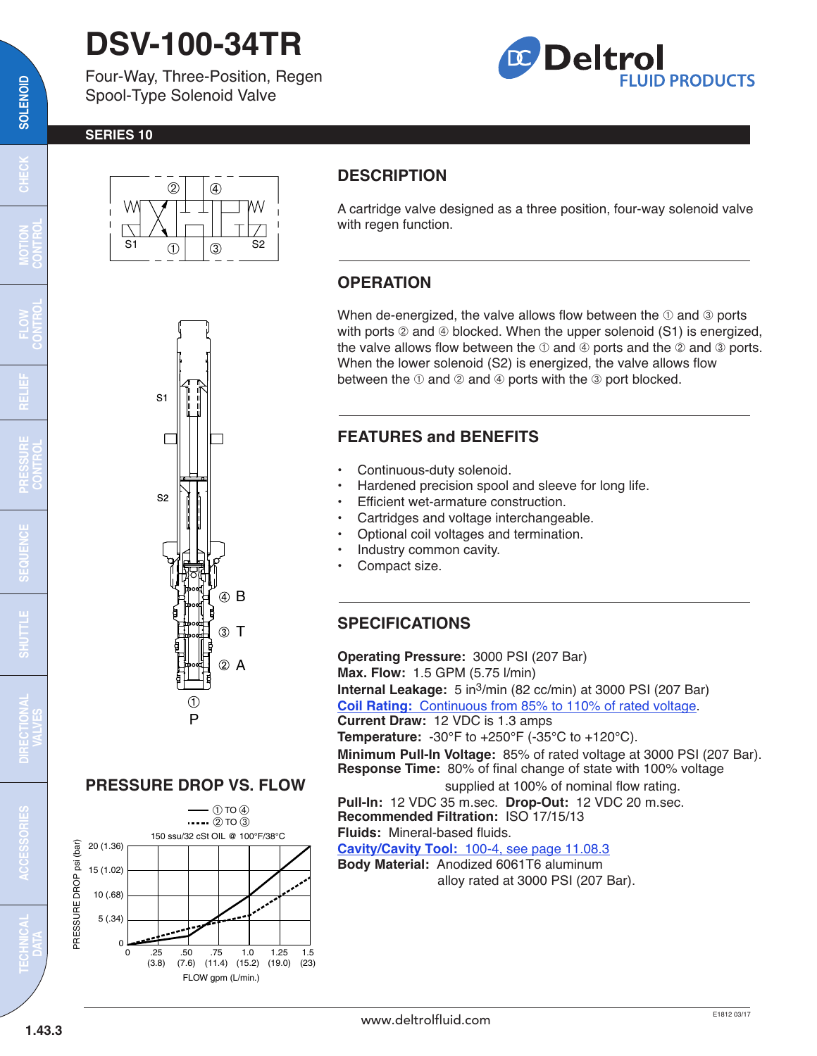# DSV-100-34TR

Four-Way, Three-Position, Regen Spool-Type Solenoid Valve

**SERIES 10**

## DESCRIPTION

A cartridge valve designed as a three position, four-way solenoid valve with regen function.

## OPERATION

When de-energized, the valve allows flow between the ① and ③ ports with ports ② and ④ blocked. When the upper solenoid (S1) is energized, the valve allows flow between the ① and ④ ports and the ② and ③ ports. When the lower solenoid (S2) is energized, the valve allows flow between the ① and ② and ④ ports with the ③ port blocked.

## FEATURES and BENEFITS

- Continuous-duty solenoid.
- Hardened precision spool and sleeve for long life.
- Efficient wet-armature construction.
- Cartridges and voltage interchangeable.
- Optional coil voltages and termination.
- Industry common cavity.
- Compact size.

## SPECIFICATIONS

**Operating Pressure:** 3000 PSI (207 Bar)
**Max. Flow:** 1.5 GPM (5.75 l/min)
**Internal Leakage:** 5 $in^3$/min (82 cc/min) at 3000 PSI (207 Bar)
**Coil Rating:** Continuous from 85% to 110% of rated voltage.
**Current Draw:** 12 VDC is 1.3 amps
**Temperature:** -30°F to +250°F (-35°C to +120°C).
**Minimum Pull-In Voltage:** 85% of rated voltage at 3000 PSI (207 Bar).
**Response Time:** 80% of final change of state with 100% voltage supplied at 100% of nominal flow rating.
**Pull-In:** 12 VDC 35 m.sec. **Drop-Out:** 12 VDC 20 m.sec.
**Recommended Filtration:** ISO 17/15/13
**Fluids:** Mineral-based fluids.
**Cavity/Cavity Tool:** 100-4, see page 11.08.3
**Body Material:** Anodized 6061T6 aluminum alloy rated at 3000 PSI (207 Bar).

## PRESSURE DROP VS. FLOW

—— ① TO ④
------ ② TO ③

150 ssu/32 cSt OIL @ 100°F/38°C

PRESSURE DROP psi (bar): 0, 5 (.34), 10 (.68), 15 (1.02), 20 (1.36)

FLOW gpm (L/min.): 0, .25 (3.8), .50 (7.6), .75 (11.4), 1.0 (15.2), 1.25 (19.0), 1.5 (23)

④ B
③ T
② A
① P

S1
S2

www.deltrolfluid.com

E1812 03/17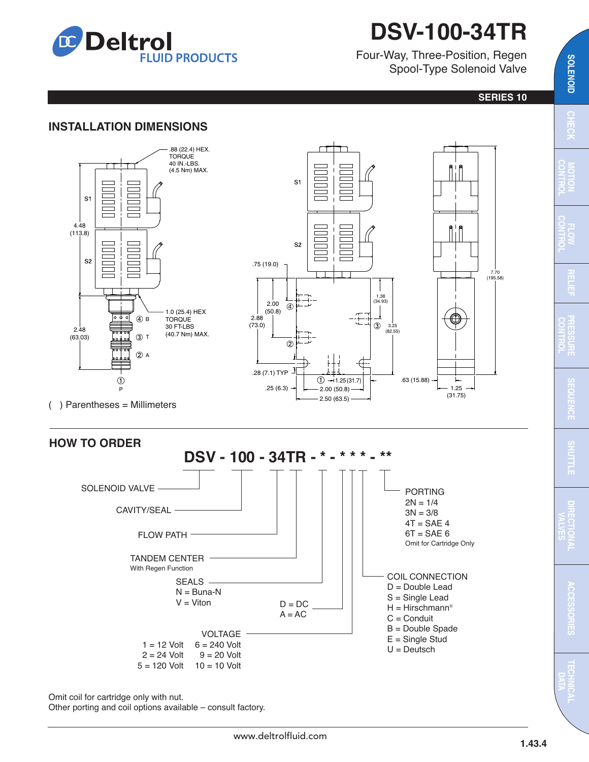# DSV-100-34TR

Four-Way, Three-Position, Regen Spool-Type Solenoid Valve

**SERIES 10**

## INSTALLATION DIMENSIONS

.88 (22.4) HEX. TORQUE 40 IN.-LBS. (4.5 Nm) MAX.

S1

S2

4.48 (113.8)

1.0 (25.4) HEX TORQUE 30 FT-LBS (40.7 Nm) MAX.

④ B

③ T

② A

① P

2.48 (63.03)

.75 (19.0)

2.00 (50.8)

2.88 (73.0)

1.38 (34.93)

3.25 (82.55)

.28 (7.1) TYP

.25 (6.3)

1.25 (31.7)

2.00 (50.8)

2.50 (63.5)

7.70 (195.58)

.63 (15.88)

1.25 (31.75)

( ) Parentheses = Millimeters

## HOW TO ORDER

**DSV - 100 - 34TR - * - * * * - ****

- SOLENOID VALVE
- CAVITY/SEAL
- FLOW PATH
- TANDEM CENTER
  With Regen Function
- SEALS
  - N = Buna-N
  - V = Viton
- VOLTAGE
  - 1 = 12 Volt
  - 2 = 24 Volt
  - 5 = 120 Volt
  - 6 = 240 Volt
  - 9 = 20 Volt
  - 10 = 10 Volt
- D = DC
  A = AC
- COIL CONNECTION
  - D = Double Lead
  - S = Single Lead
  - H = Hirschmann®
  - C = Conduit
  - B = Double Spade
  - E = Single Stud
  - U = Deutsch
- PORTING
  - 2N = 1/4
  - 3N = 3/8
  - 4T = SAE 4
  - 6T = SAE 6
  - Omit for Cartridge Only

Omit coil for cartridge only with nut.
Other porting and coil options available – consult factory.